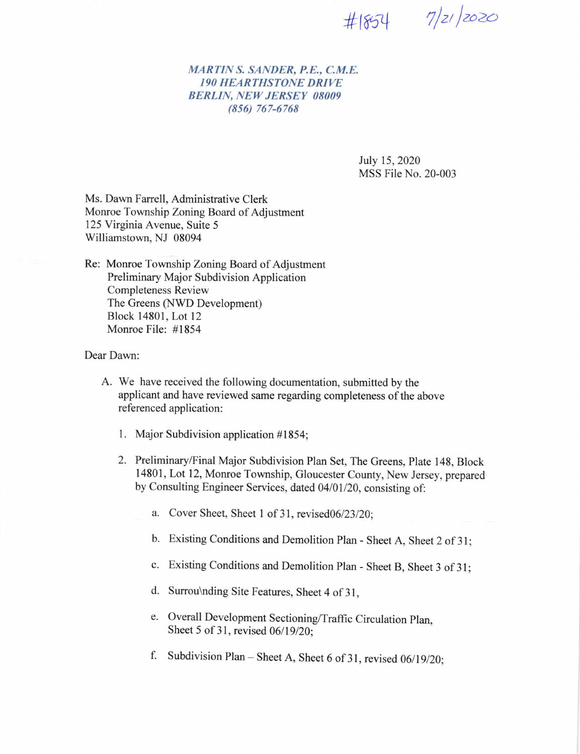#1854 7/21/2020

*MARTIN S. SANDER, P.E., C.M.E.*
*190 HEARTHSTONE DRIVE*
*BERLIN, NEW JERSEY 08009*
*(856) 767-6768*

July 15, 2020
MSS File No. 20-003

Ms. Dawn Farrell, Administrative Clerk
Monroe Township Zoning Board of Adjustment
125 Virginia Avenue, Suite 5
Williamstown, NJ 08094

Re: Monroe Township Zoning Board of Adjustment
Preliminary Major Subdivision Application
Completeness Review
The Greens (NWD Development)
Block 14801, Lot 12
Monroe File: #1854

Dear Dawn:

A. We have received the following documentation, submitted by the applicant and have reviewed same regarding completeness of the above referenced application:

1. Major Subdivision application #1854;

2. Preliminary/Final Major Subdivision Plan Set, The Greens, Plate 148, Block 14801, Lot 12, Monroe Township, Gloucester County, New Jersey, prepared by Consulting Engineer Services, dated 04/01/20, consisting of:

    a. Cover Sheet, Sheet 1 of 31, revised06/23/20;

    b. Existing Conditions and Demolition Plan - Sheet A, Sheet 2 of 31;

    c. Existing Conditions and Demolition Plan - Sheet B, Sheet 3 of 31;

    d. Surrou\nding Site Features, Sheet 4 of 31,

    e. Overall Development Sectioning/Traffic Circulation Plan, Sheet 5 of 31, revised 06/19/20;

    f. Subdivision Plan – Sheet A, Sheet 6 of 31, revised 06/19/20;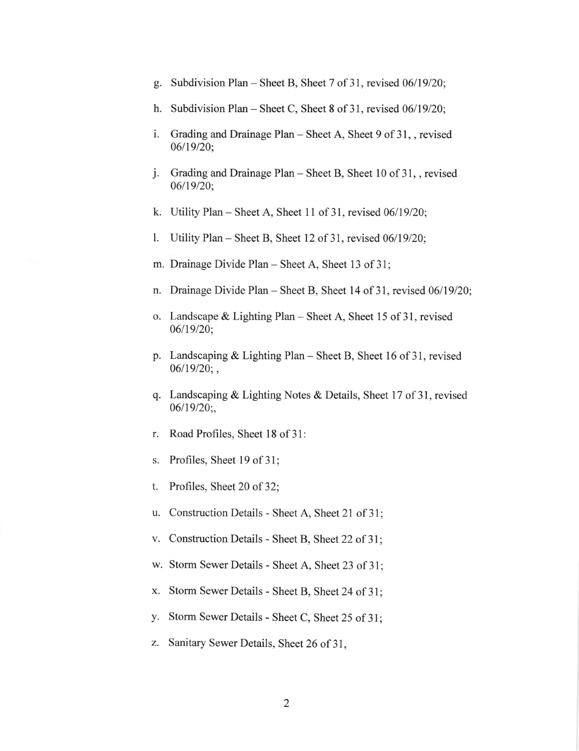g. Subdivision Plan – Sheet B, Sheet 7 of 31, revised 06/19/20;

h. Subdivision Plan – Sheet C, Sheet 8 of 31, revised 06/19/20;

i. Grading and Drainage Plan – Sheet A, Sheet 9 of 31, , revised 06/19/20;

j. Grading and Drainage Plan – Sheet B, Sheet 10 of 31, , revised 06/19/20;

k. Utility Plan – Sheet A, Sheet 11 of 31, revised 06/19/20;

l. Utility Plan – Sheet B, Sheet 12 of 31, revised 06/19/20;

m. Drainage Divide Plan – Sheet A, Sheet 13 of 31;

n. Drainage Divide Plan – Sheet B, Sheet 14 of 31, revised 06/19/20;

o. Landscape & Lighting Plan – Sheet A, Sheet 15 of 31, revised 06/19/20;

p. Landscaping & Lighting Plan – Sheet B, Sheet 16 of 31, revised 06/19/20; ,

q. Landscaping & Lighting Notes & Details, Sheet 17 of 31, revised 06/19/20;,

r. Road Profiles, Sheet 18 of 31:

s. Profiles, Sheet 19 of 31;

t. Profiles, Sheet 20 of 32;

u. Construction Details - Sheet A, Sheet 21 of 31;

v. Construction Details - Sheet B, Sheet 22 of 31;

w. Storm Sewer Details - Sheet A, Sheet 23 of 31;

x. Storm Sewer Details - Sheet B, Sheet 24 of 31;

y. Storm Sewer Details - Sheet C, Sheet 25 of 31;

z. Sanitary Sewer Details, Sheet 26 of 31,